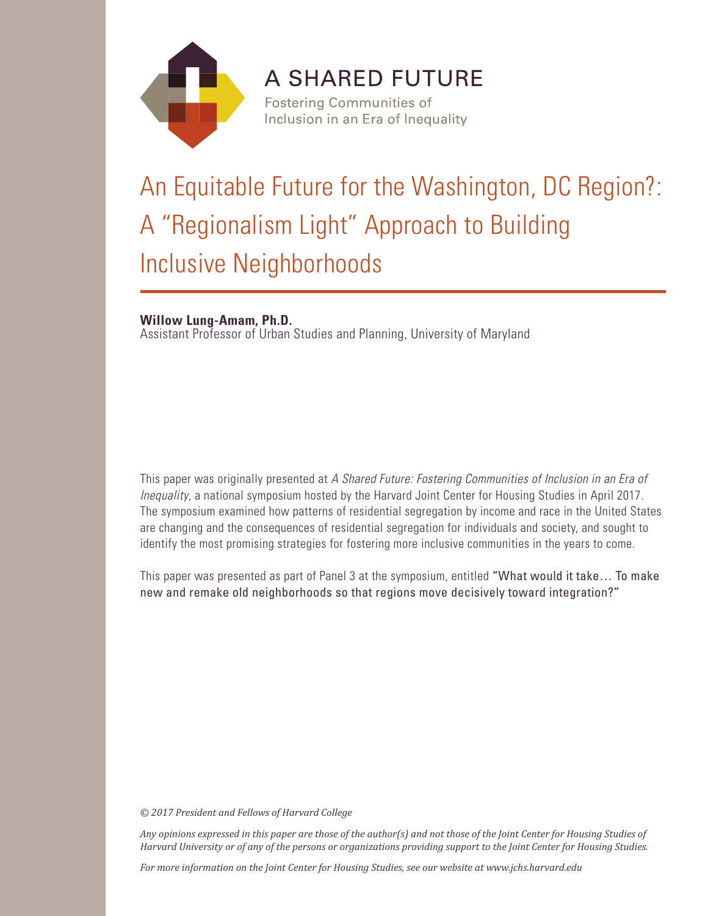# A SHARED FUTURE

Fostering Communities of Inclusion in an Era of Inequality

# An Equitable Future for the Washington, DC Region?: A "Regionalism Light" Approach to Building Inclusive Neighborhoods

**Willow Lung-Amam, Ph.D.**
Assistant Professor of Urban Studies and Planning, University of Maryland

This paper was originally presented at *A Shared Future: Fostering Communities of Inclusion in an Era of Inequality*, a national symposium hosted by the Harvard Joint Center for Housing Studies in April 2017. The symposium examined how patterns of residential segregation by income and race in the United States are changing and the consequences of residential segregation for individuals and society, and sought to identify the most promising strategies for fostering more inclusive communities in the years to come.

This paper was presented as part of Panel 3 at the symposium, entitled "What would it take… To make new and remake old neighborhoods so that regions move decisively toward integration?"

*© 2017 President and Fellows of Harvard College*

*Any opinions expressed in this paper are those of the author(s) and not those of the Joint Center for Housing Studies of Harvard University or of any of the persons or organizations providing support to the Joint Center for Housing Studies.*

*For more information on the Joint Center for Housing Studies, see our website at www.jchs.harvard.edu*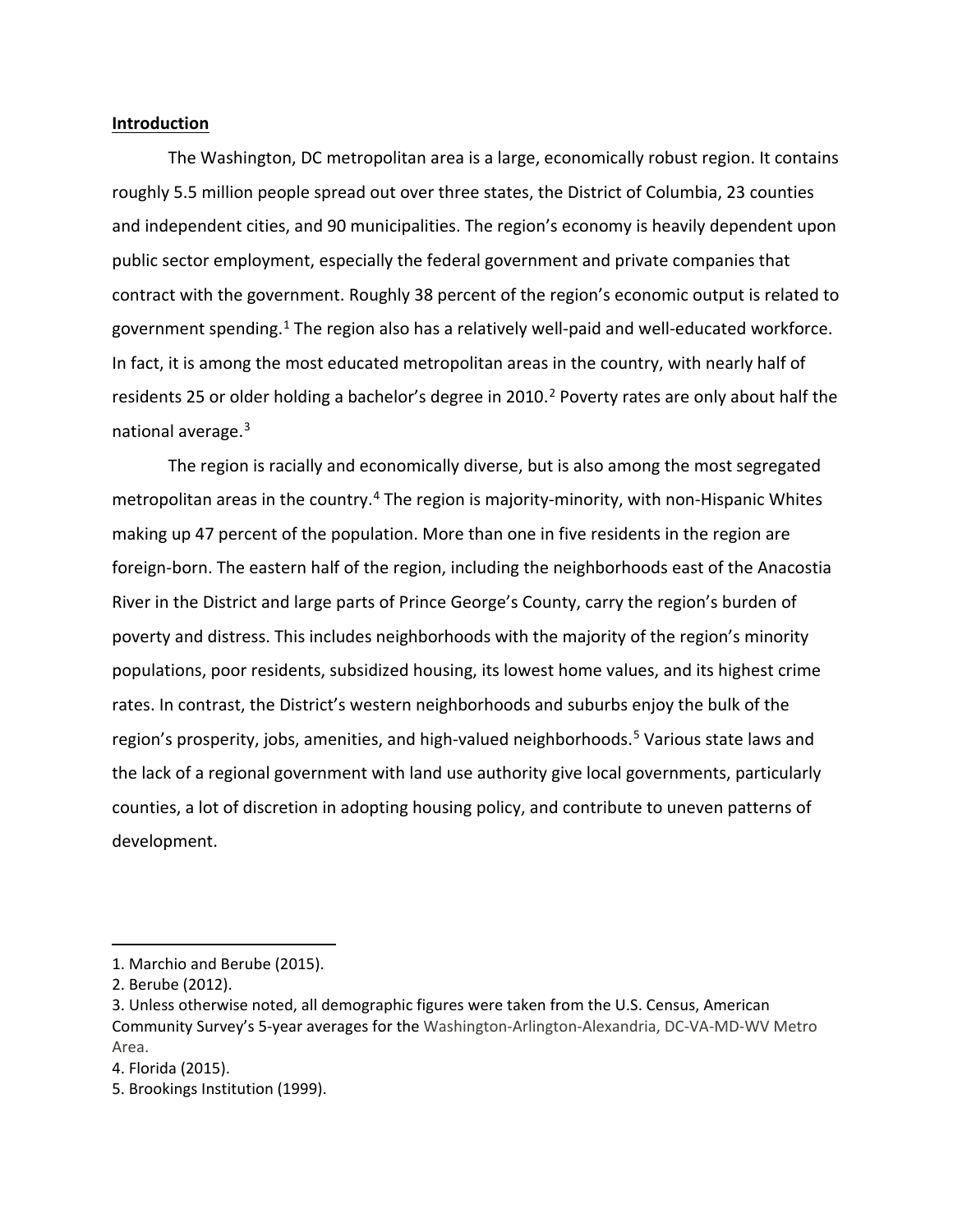**Introduction**

The Washington, DC metropolitan area is a large, economically robust region. It contains roughly 5.5 million people spread out over three states, the District of Columbia, 23 counties and independent cities, and 90 municipalities. The region's economy is heavily dependent upon public sector employment, especially the federal government and private companies that contract with the government. Roughly 38 percent of the region's economic output is related to government spending.[1] The region also has a relatively well-paid and well-educated workforce. In fact, it is among the most educated metropolitan areas in the country, with nearly half of residents 25 or older holding a bachelor's degree in 2010.[2] Poverty rates are only about half the national average.[3]

The region is racially and economically diverse, but is also among the most segregated metropolitan areas in the country.[4] The region is majority-minority, with non-Hispanic Whites making up 47 percent of the population. More than one in five residents in the region are foreign-born. The eastern half of the region, including the neighborhoods east of the Anacostia River in the District and large parts of Prince George's County, carry the region's burden of poverty and distress. This includes neighborhoods with the majority of the region's minority populations, poor residents, subsidized housing, its lowest home values, and its highest crime rates. In contrast, the District's western neighborhoods and suburbs enjoy the bulk of the region's prosperity, jobs, amenities, and high-valued neighborhoods.[5] Various state laws and the lack of a regional government with land use authority give local governments, particularly counties, a lot of discretion in adopting housing policy, and contribute to uneven patterns of development.

---

1. Marchio and Berube (2015).
2. Berube (2012).
3. Unless otherwise noted, all demographic figures were taken from the U.S. Census, American Community Survey's 5-year averages for the Washington-Arlington-Alexandria, DC-VA-MD-WV Metro Area.
4. Florida (2015).
5. Brookings Institution (1999).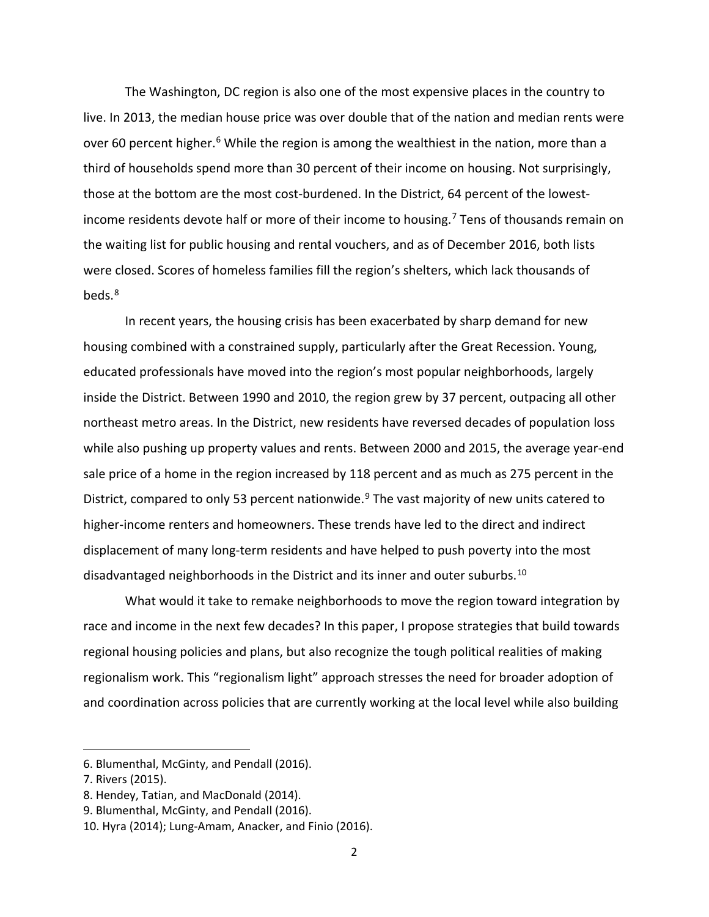The Washington, DC region is also one of the most expensive places in the country to live. In 2013, the median house price was over double that of the nation and median rents were over 60 percent higher.[6] While the region is among the wealthiest in the nation, more than a third of households spend more than 30 percent of their income on housing. Not surprisingly, those at the bottom are the most cost-burdened. In the District, 64 percent of the lowest-income residents devote half or more of their income to housing.[7] Tens of thousands remain on the waiting list for public housing and rental vouchers, and as of December 2016, both lists were closed. Scores of homeless families fill the region's shelters, which lack thousands of beds.[8]

In recent years, the housing crisis has been exacerbated by sharp demand for new housing combined with a constrained supply, particularly after the Great Recession. Young, educated professionals have moved into the region's most popular neighborhoods, largely inside the District. Between 1990 and 2010, the region grew by 37 percent, outpacing all other northeast metro areas. In the District, new residents have reversed decades of population loss while also pushing up property values and rents. Between 2000 and 2015, the average year-end sale price of a home in the region increased by 118 percent and as much as 275 percent in the District, compared to only 53 percent nationwide.[9] The vast majority of new units catered to higher-income renters and homeowners. These trends have led to the direct and indirect displacement of many long-term residents and have helped to push poverty into the most disadvantaged neighborhoods in the District and its inner and outer suburbs.[10]

What would it take to remake neighborhoods to move the region toward integration by race and income in the next few decades? In this paper, I propose strategies that build towards regional housing policies and plans, but also recognize the tough political realities of making regionalism work. This "regionalism light" approach stresses the need for broader adoption of and coordination across policies that are currently working at the local level while also building

---

6. Blumenthal, McGinty, and Pendall (2016).
7. Rivers (2015).
8. Hendey, Tatian, and MacDonald (2014).
9. Blumenthal, McGinty, and Pendall (2016).
10. Hyra (2014); Lung-Amam, Anacker, and Finio (2016).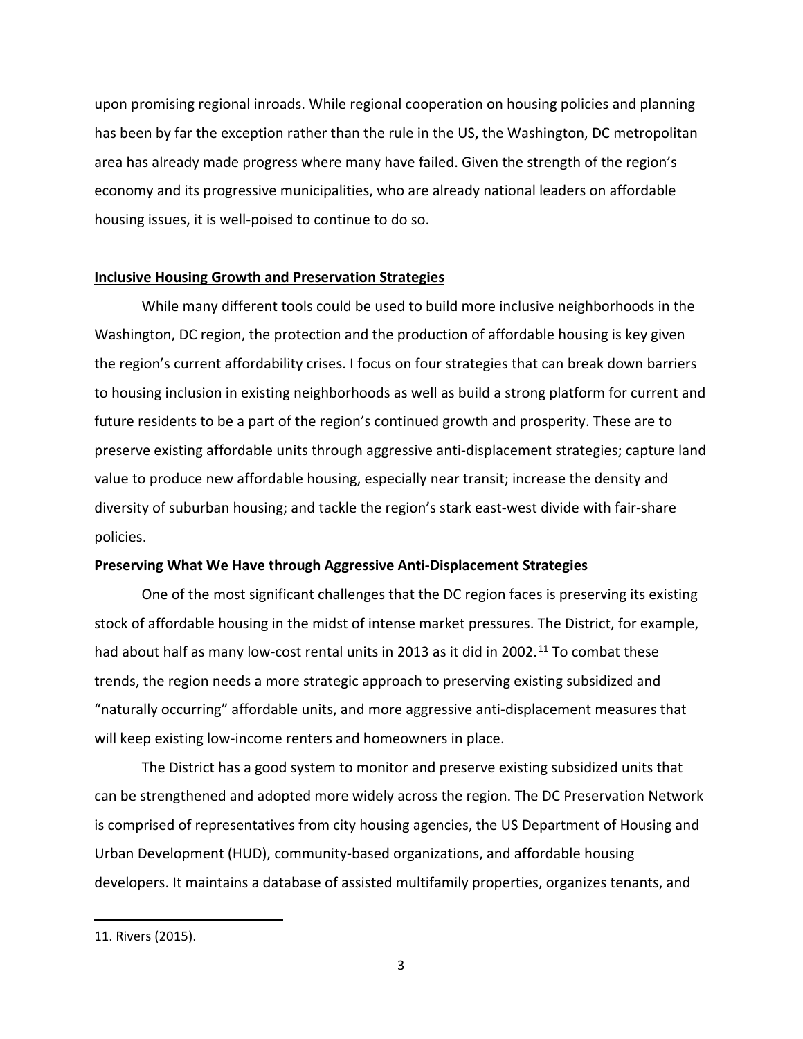upon promising regional inroads. While regional cooperation on housing policies and planning has been by far the exception rather than the rule in the US, the Washington, DC metropolitan area has already made progress where many have failed. Given the strength of the region's economy and its progressive municipalities, who are already national leaders on affordable housing issues, it is well-poised to continue to do so.

## Inclusive Housing Growth and Preservation Strategies

While many different tools could be used to build more inclusive neighborhoods in the Washington, DC region, the protection and the production of affordable housing is key given the region's current affordability crises. I focus on four strategies that can break down barriers to housing inclusion in existing neighborhoods as well as build a strong platform for current and future residents to be a part of the region's continued growth and prosperity. These are to preserve existing affordable units through aggressive anti-displacement strategies; capture land value to produce new affordable housing, especially near transit; increase the density and diversity of suburban housing; and tackle the region's stark east-west divide with fair-share policies.

### Preserving What We Have through Aggressive Anti-Displacement Strategies

One of the most significant challenges that the DC region faces is preserving its existing stock of affordable housing in the midst of intense market pressures. The District, for example, had about half as many low-cost rental units in 2013 as it did in 2002.[11] To combat these trends, the region needs a more strategic approach to preserving existing subsidized and "naturally occurring" affordable units, and more aggressive anti-displacement measures that will keep existing low-income renters and homeowners in place.

The District has a good system to monitor and preserve existing subsidized units that can be strengthened and adopted more widely across the region. The DC Preservation Network is comprised of representatives from city housing agencies, the US Department of Housing and Urban Development (HUD), community-based organizations, and affordable housing developers. It maintains a database of assisted multifamily properties, organizes tenants, and

---

11. Rivers (2015).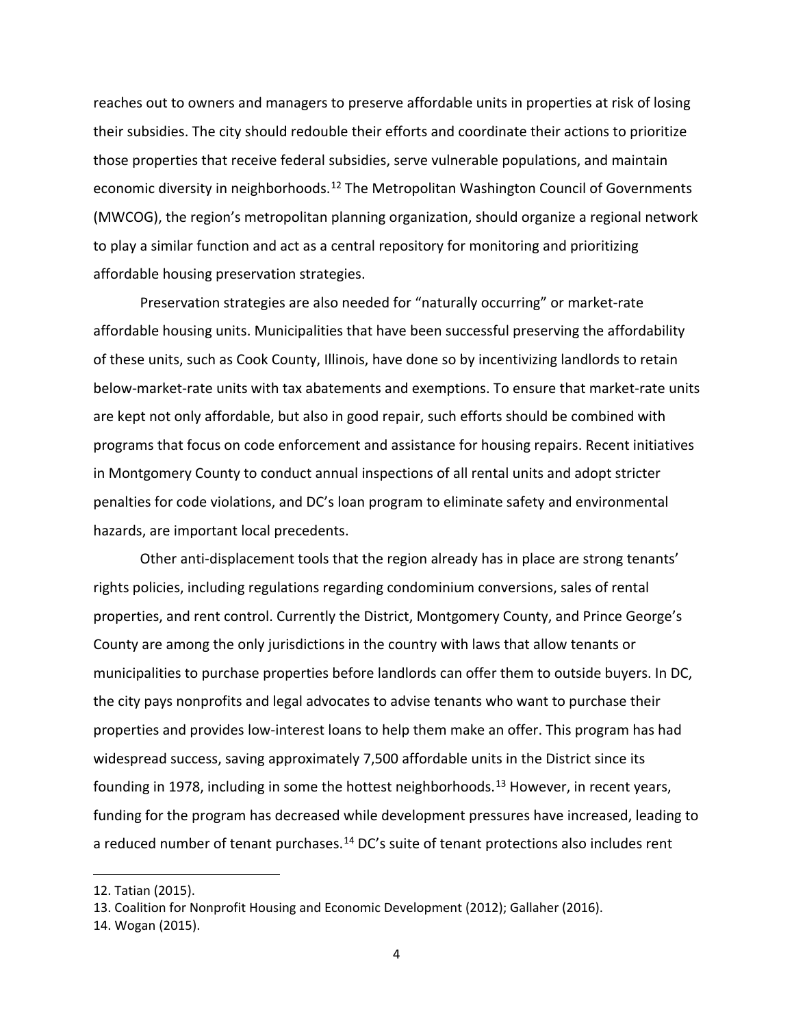reaches out to owners and managers to preserve affordable units in properties at risk of losing their subsidies. The city should redouble their efforts and coordinate their actions to prioritize those properties that receive federal subsidies, serve vulnerable populations, and maintain economic diversity in neighborhoods.[12] The Metropolitan Washington Council of Governments (MWCOG), the region's metropolitan planning organization, should organize a regional network to play a similar function and act as a central repository for monitoring and prioritizing affordable housing preservation strategies.

Preservation strategies are also needed for "naturally occurring" or market-rate affordable housing units. Municipalities that have been successful preserving the affordability of these units, such as Cook County, Illinois, have done so by incentivizing landlords to retain below-market-rate units with tax abatements and exemptions. To ensure that market-rate units are kept not only affordable, but also in good repair, such efforts should be combined with programs that focus on code enforcement and assistance for housing repairs. Recent initiatives in Montgomery County to conduct annual inspections of all rental units and adopt stricter penalties for code violations, and DC's loan program to eliminate safety and environmental hazards, are important local precedents.

Other anti-displacement tools that the region already has in place are strong tenants' rights policies, including regulations regarding condominium conversions, sales of rental properties, and rent control. Currently the District, Montgomery County, and Prince George's County are among the only jurisdictions in the country with laws that allow tenants or municipalities to purchase properties before landlords can offer them to outside buyers. In DC, the city pays nonprofits and legal advocates to advise tenants who want to purchase their properties and provides low-interest loans to help them make an offer. This program has had widespread success, saving approximately 7,500 affordable units in the District since its founding in 1978, including in some the hottest neighborhoods.[13] However, in recent years, funding for the program has decreased while development pressures have increased, leading to a reduced number of tenant purchases.[14] DC's suite of tenant protections also includes rent

---

12. Tatian (2015).
13. Coalition for Nonprofit Housing and Economic Development (2012); Gallaher (2016).
14. Wogan (2015).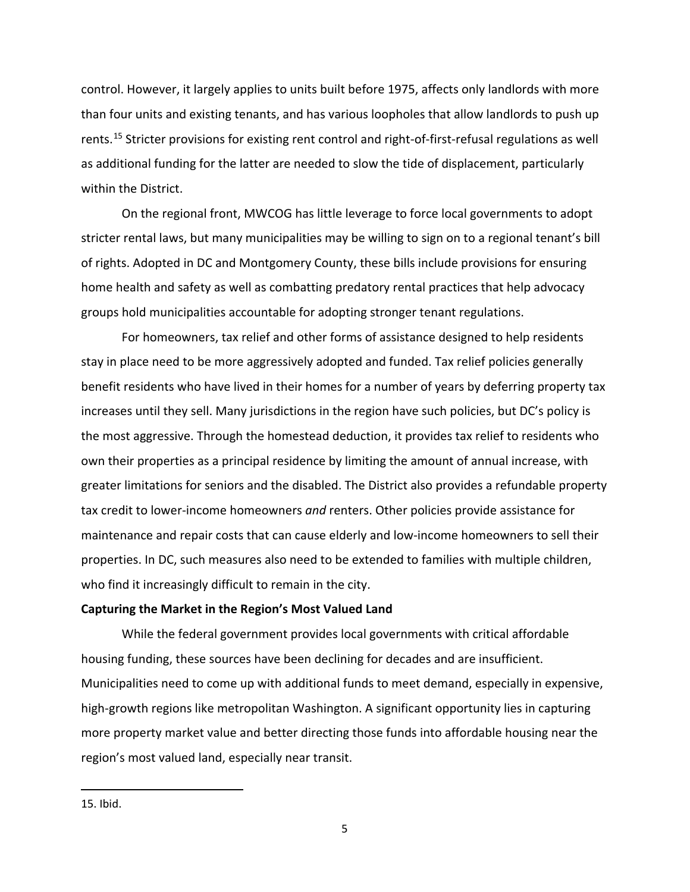control. However, it largely applies to units built before 1975, affects only landlords with more than four units and existing tenants, and has various loopholes that allow landlords to push up rents.[15] Stricter provisions for existing rent control and right-of-first-refusal regulations as well as additional funding for the latter are needed to slow the tide of displacement, particularly within the District.

On the regional front, MWCOG has little leverage to force local governments to adopt stricter rental laws, but many municipalities may be willing to sign on to a regional tenant's bill of rights. Adopted in DC and Montgomery County, these bills include provisions for ensuring home health and safety as well as combatting predatory rental practices that help advocacy groups hold municipalities accountable for adopting stronger tenant regulations.

For homeowners, tax relief and other forms of assistance designed to help residents stay in place need to be more aggressively adopted and funded. Tax relief policies generally benefit residents who have lived in their homes for a number of years by deferring property tax increases until they sell. Many jurisdictions in the region have such policies, but DC's policy is the most aggressive. Through the homestead deduction, it provides tax relief to residents who own their properties as a principal residence by limiting the amount of annual increase, with greater limitations for seniors and the disabled. The District also provides a refundable property tax credit to lower-income homeowners *and* renters. Other policies provide assistance for maintenance and repair costs that can cause elderly and low-income homeowners to sell their properties. In DC, such measures also need to be extended to families with multiple children, who find it increasingly difficult to remain in the city.

**Capturing the Market in the Region's Most Valued Land**

While the federal government provides local governments with critical affordable housing funding, these sources have been declining for decades and are insufficient. Municipalities need to come up with additional funds to meet demand, especially in expensive, high-growth regions like metropolitan Washington. A significant opportunity lies in capturing more property market value and better directing those funds into affordable housing near the region's most valued land, especially near transit.

15. Ibid.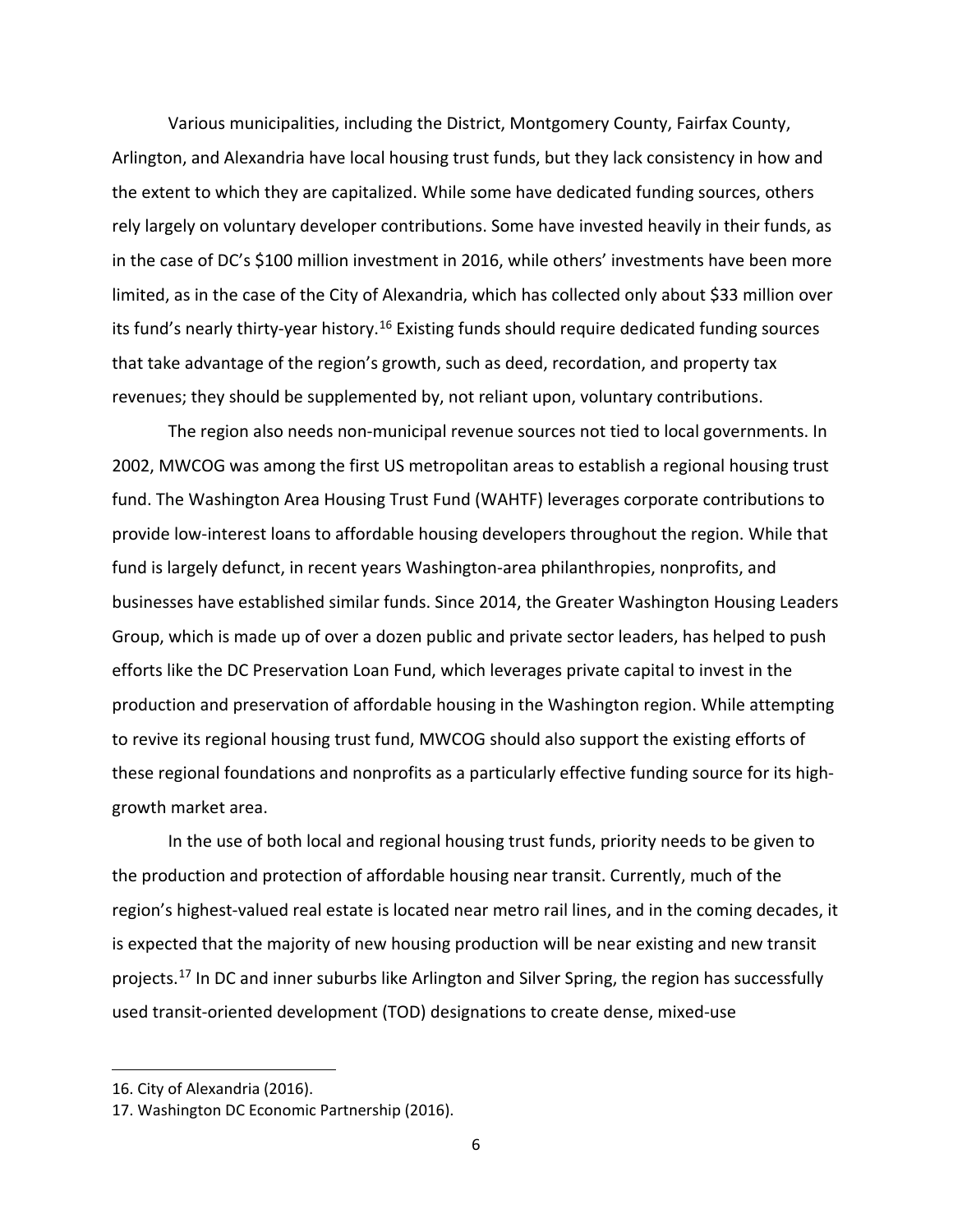Various municipalities, including the District, Montgomery County, Fairfax County, Arlington, and Alexandria have local housing trust funds, but they lack consistency in how and the extent to which they are capitalized. While some have dedicated funding sources, others rely largely on voluntary developer contributions. Some have invested heavily in their funds, as in the case of DC's $100 million investment in 2016, while others' investments have been more limited, as in the case of the City of Alexandria, which has collected only about $33 million over its fund's nearly thirty-year history.[16] Existing funds should require dedicated funding sources that take advantage of the region's growth, such as deed, recordation, and property tax revenues; they should be supplemented by, not reliant upon, voluntary contributions.

The region also needs non-municipal revenue sources not tied to local governments. In 2002, MWCOG was among the first US metropolitan areas to establish a regional housing trust fund. The Washington Area Housing Trust Fund (WAHTF) leverages corporate contributions to provide low-interest loans to affordable housing developers throughout the region. While that fund is largely defunct, in recent years Washington-area philanthropies, nonprofits, and businesses have established similar funds. Since 2014, the Greater Washington Housing Leaders Group, which is made up of over a dozen public and private sector leaders, has helped to push efforts like the DC Preservation Loan Fund, which leverages private capital to invest in the production and preservation of affordable housing in the Washington region. While attempting to revive its regional housing trust fund, MWCOG should also support the existing efforts of these regional foundations and nonprofits as a particularly effective funding source for its high-growth market area.

In the use of both local and regional housing trust funds, priority needs to be given to the production and protection of affordable housing near transit. Currently, much of the region's highest-valued real estate is located near metro rail lines, and in the coming decades, it is expected that the majority of new housing production will be near existing and new transit projects.[17] In DC and inner suburbs like Arlington and Silver Spring, the region has successfully used transit-oriented development (TOD) designations to create dense, mixed-use

16. City of Alexandria (2016).

17. Washington DC Economic Partnership (2016).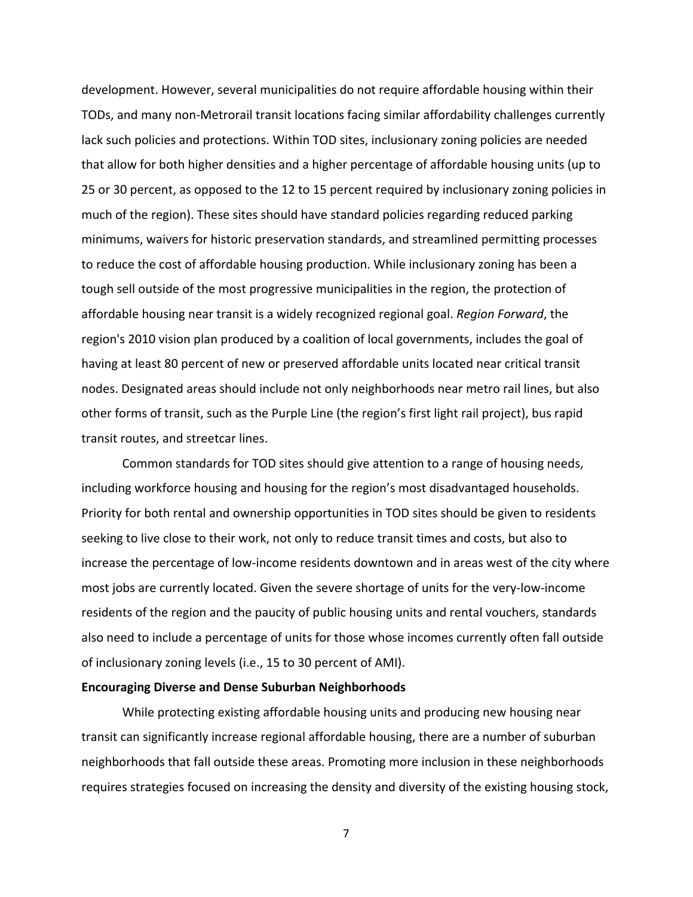development. However, several municipalities do not require affordable housing within their TODs, and many non-Metrorail transit locations facing similar affordability challenges currently lack such policies and protections. Within TOD sites, inclusionary zoning policies are needed that allow for both higher densities and a higher percentage of affordable housing units (up to 25 or 30 percent, as opposed to the 12 to 15 percent required by inclusionary zoning policies in much of the region). These sites should have standard policies regarding reduced parking minimums, waivers for historic preservation standards, and streamlined permitting processes to reduce the cost of affordable housing production. While inclusionary zoning has been a tough sell outside of the most progressive municipalities in the region, the protection of affordable housing near transit is a widely recognized regional goal. *Region Forward*, the region's 2010 vision plan produced by a coalition of local governments, includes the goal of having at least 80 percent of new or preserved affordable units located near critical transit nodes. Designated areas should include not only neighborhoods near metro rail lines, but also other forms of transit, such as the Purple Line (the region's first light rail project), bus rapid transit routes, and streetcar lines.

Common standards for TOD sites should give attention to a range of housing needs, including workforce housing and housing for the region's most disadvantaged households. Priority for both rental and ownership opportunities in TOD sites should be given to residents seeking to live close to their work, not only to reduce transit times and costs, but also to increase the percentage of low-income residents downtown and in areas west of the city where most jobs are currently located. Given the severe shortage of units for the very-low-income residents of the region and the paucity of public housing units and rental vouchers, standards also need to include a percentage of units for those whose incomes currently often fall outside of inclusionary zoning levels (i.e., 15 to 30 percent of AMI).

**Encouraging Diverse and Dense Suburban Neighborhoods**

While protecting existing affordable housing units and producing new housing near transit can significantly increase regional affordable housing, there are a number of suburban neighborhoods that fall outside these areas. Promoting more inclusion in these neighborhoods requires strategies focused on increasing the density and diversity of the existing housing stock,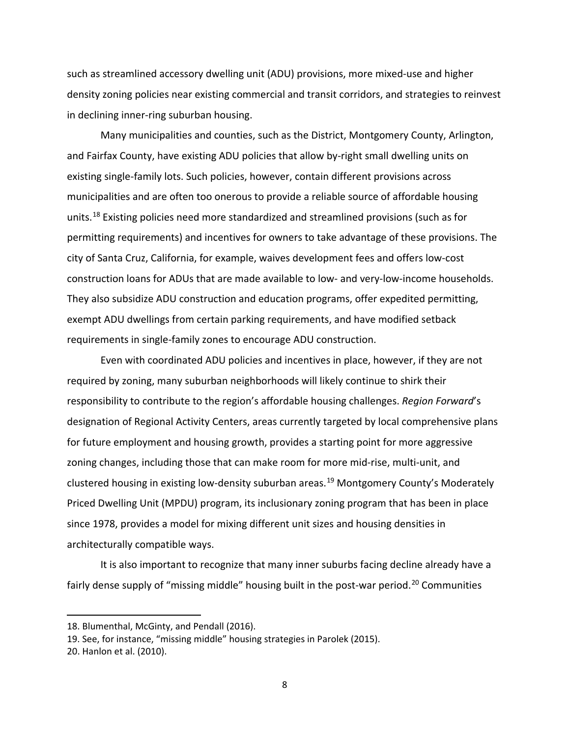such as streamlined accessory dwelling unit (ADU) provisions, more mixed-use and higher density zoning policies near existing commercial and transit corridors, and strategies to reinvest in declining inner-ring suburban housing.

Many municipalities and counties, such as the District, Montgomery County, Arlington, and Fairfax County, have existing ADU policies that allow by-right small dwelling units on existing single-family lots. Such policies, however, contain different provisions across municipalities and are often too onerous to provide a reliable source of affordable housing units.[18] Existing policies need more standardized and streamlined provisions (such as for permitting requirements) and incentives for owners to take advantage of these provisions. The city of Santa Cruz, California, for example, waives development fees and offers low-cost construction loans for ADUs that are made available to low- and very-low-income households. They also subsidize ADU construction and education programs, offer expedited permitting, exempt ADU dwellings from certain parking requirements, and have modified setback requirements in single-family zones to encourage ADU construction.

Even with coordinated ADU policies and incentives in place, however, if they are not required by zoning, many suburban neighborhoods will likely continue to shirk their responsibility to contribute to the region's affordable housing challenges. *Region Forward*'s designation of Regional Activity Centers, areas currently targeted by local comprehensive plans for future employment and housing growth, provides a starting point for more aggressive zoning changes, including those that can make room for more mid-rise, multi-unit, and clustered housing in existing low-density suburban areas.[19] Montgomery County's Moderately Priced Dwelling Unit (MPDU) program, its inclusionary zoning program that has been in place since 1978, provides a model for mixing different unit sizes and housing densities in architecturally compatible ways.

It is also important to recognize that many inner suburbs facing decline already have a fairly dense supply of "missing middle" housing built in the post-war period.[20] Communities

---

18. Blumenthal, McGinty, and Pendall (2016).
19. See, for instance, "missing middle" housing strategies in Parolek (2015).
20. Hanlon et al. (2010).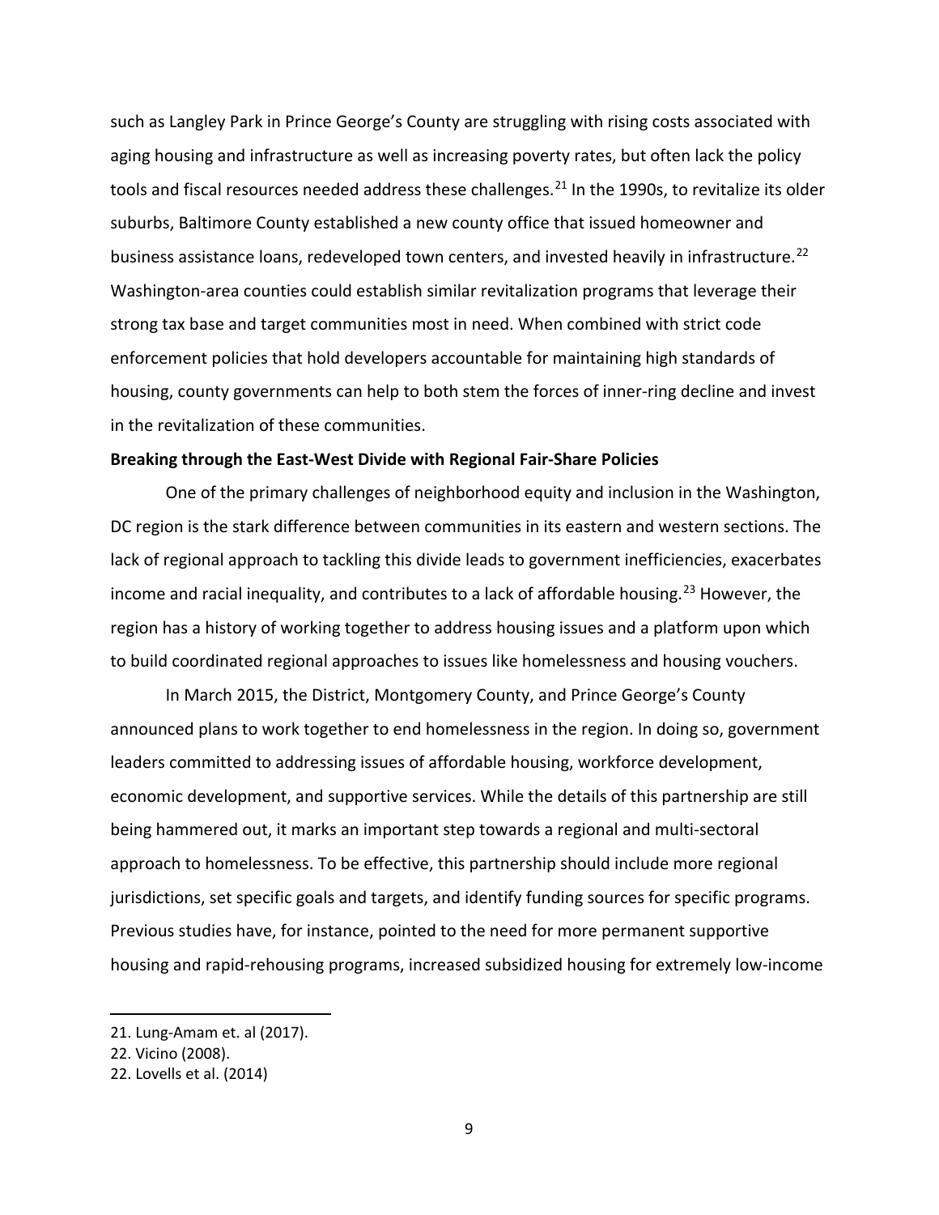such as Langley Park in Prince George's County are struggling with rising costs associated with aging housing and infrastructure as well as increasing poverty rates, but often lack the policy tools and fiscal resources needed address these challenges.[21] In the 1990s, to revitalize its older suburbs, Baltimore County established a new county office that issued homeowner and business assistance loans, redeveloped town centers, and invested heavily in infrastructure.[22] Washington-area counties could establish similar revitalization programs that leverage their strong tax base and target communities most in need. When combined with strict code enforcement policies that hold developers accountable for maintaining high standards of housing, county governments can help to both stem the forces of inner-ring decline and invest in the revitalization of these communities.

**Breaking through the East-West Divide with Regional Fair-Share Policies**

One of the primary challenges of neighborhood equity and inclusion in the Washington, DC region is the stark difference between communities in its eastern and western sections. The lack of regional approach to tackling this divide leads to government inefficiencies, exacerbates income and racial inequality, and contributes to a lack of affordable housing.[23] However, the region has a history of working together to address housing issues and a platform upon which to build coordinated regional approaches to issues like homelessness and housing vouchers.

In March 2015, the District, Montgomery County, and Prince George's County announced plans to work together to end homelessness in the region. In doing so, government leaders committed to addressing issues of affordable housing, workforce development, economic development, and supportive services. While the details of this partnership are still being hammered out, it marks an important step towards a regional and multi-sectoral approach to homelessness. To be effective, this partnership should include more regional jurisdictions, set specific goals and targets, and identify funding sources for specific programs. Previous studies have, for instance, pointed to the need for more permanent supportive housing and rapid-rehousing programs, increased subsidized housing for extremely low-income

---

21. Lung-Amam et. al (2017).
22. Vicino (2008).
22. Lovells et al. (2014)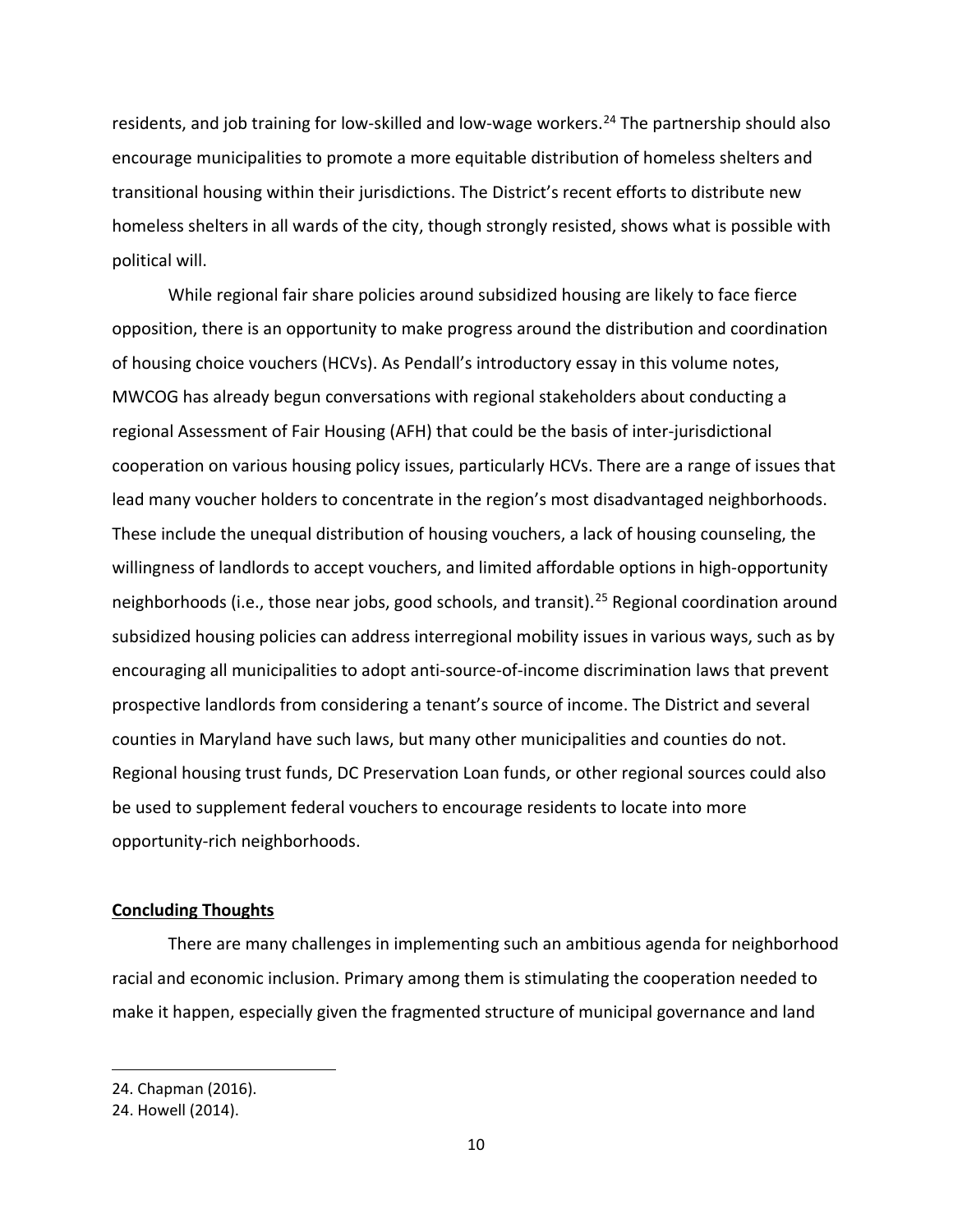residents, and job training for low-skilled and low-wage workers.[24] The partnership should also encourage municipalities to promote a more equitable distribution of homeless shelters and transitional housing within their jurisdictions. The District's recent efforts to distribute new homeless shelters in all wards of the city, though strongly resisted, shows what is possible with political will.

While regional fair share policies around subsidized housing are likely to face fierce opposition, there is an opportunity to make progress around the distribution and coordination of housing choice vouchers (HCVs). As Pendall's introductory essay in this volume notes, MWCOG has already begun conversations with regional stakeholders about conducting a regional Assessment of Fair Housing (AFH) that could be the basis of inter-jurisdictional cooperation on various housing policy issues, particularly HCVs. There are a range of issues that lead many voucher holders to concentrate in the region's most disadvantaged neighborhoods. These include the unequal distribution of housing vouchers, a lack of housing counseling, the willingness of landlords to accept vouchers, and limited affordable options in high-opportunity neighborhoods (i.e., those near jobs, good schools, and transit).[25] Regional coordination around subsidized housing policies can address interregional mobility issues in various ways, such as by encouraging all municipalities to adopt anti-source-of-income discrimination laws that prevent prospective landlords from considering a tenant's source of income. The District and several counties in Maryland have such laws, but many other municipalities and counties do not. Regional housing trust funds, DC Preservation Loan funds, or other regional sources could also be used to supplement federal vouchers to encourage residents to locate into more opportunity-rich neighborhoods.

## Concluding Thoughts

There are many challenges in implementing such an ambitious agenda for neighborhood racial and economic inclusion. Primary among them is stimulating the cooperation needed to make it happen, especially given the fragmented structure of municipal governance and land

---

24. Chapman (2016).

24. Howell (2014).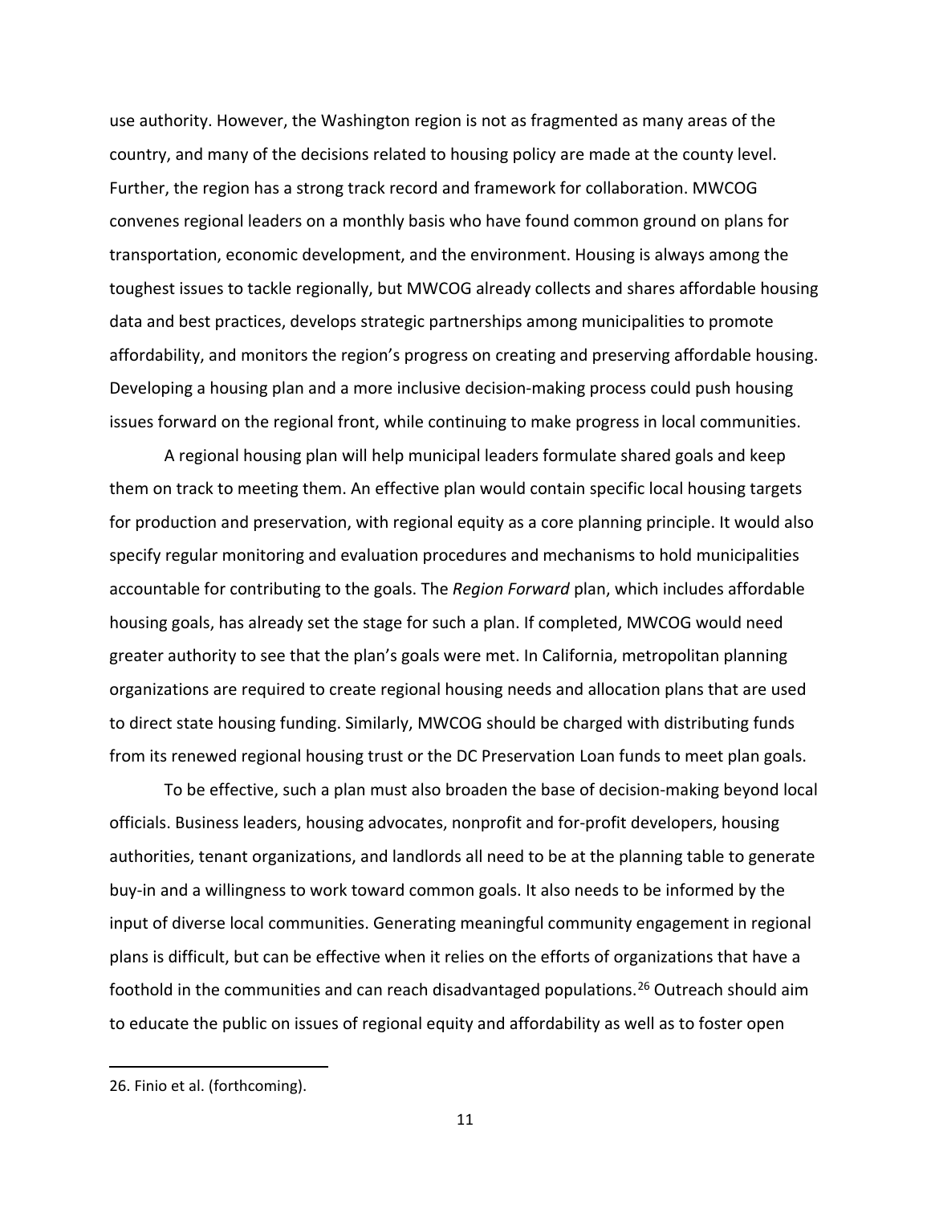use authority. However, the Washington region is not as fragmented as many areas of the country, and many of the decisions related to housing policy are made at the county level. Further, the region has a strong track record and framework for collaboration. MWCOG convenes regional leaders on a monthly basis who have found common ground on plans for transportation, economic development, and the environment. Housing is always among the toughest issues to tackle regionally, but MWCOG already collects and shares affordable housing data and best practices, develops strategic partnerships among municipalities to promote affordability, and monitors the region's progress on creating and preserving affordable housing. Developing a housing plan and a more inclusive decision-making process could push housing issues forward on the regional front, while continuing to make progress in local communities.

A regional housing plan will help municipal leaders formulate shared goals and keep them on track to meeting them. An effective plan would contain specific local housing targets for production and preservation, with regional equity as a core planning principle. It would also specify regular monitoring and evaluation procedures and mechanisms to hold municipalities accountable for contributing to the goals. The *Region Forward* plan, which includes affordable housing goals, has already set the stage for such a plan. If completed, MWCOG would need greater authority to see that the plan's goals were met. In California, metropolitan planning organizations are required to create regional housing needs and allocation plans that are used to direct state housing funding. Similarly, MWCOG should be charged with distributing funds from its renewed regional housing trust or the DC Preservation Loan funds to meet plan goals.

To be effective, such a plan must also broaden the base of decision-making beyond local officials. Business leaders, housing advocates, nonprofit and for-profit developers, housing authorities, tenant organizations, and landlords all need to be at the planning table to generate buy-in and a willingness to work toward common goals. It also needs to be informed by the input of diverse local communities. Generating meaningful community engagement in regional plans is difficult, but can be effective when it relies on the efforts of organizations that have a foothold in the communities and can reach disadvantaged populations.[26] Outreach should aim to educate the public on issues of regional equity and affordability as well as to foster open

26. Finio et al. (forthcoming).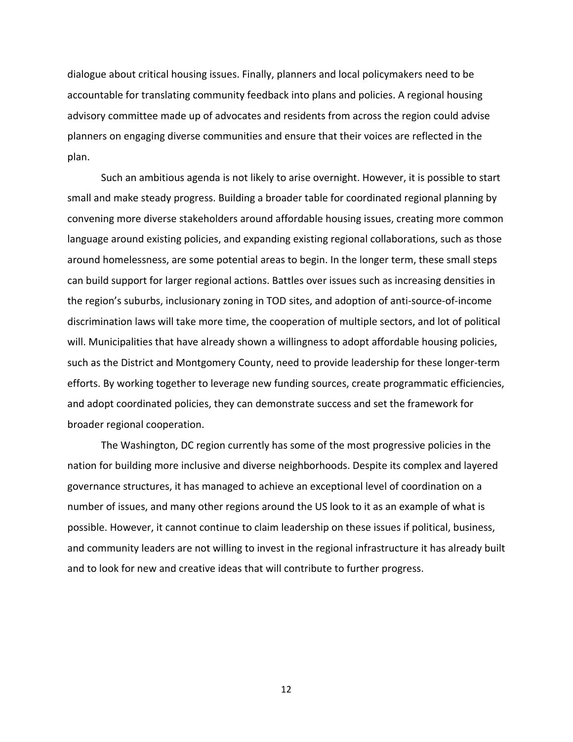dialogue about critical housing issues. Finally, planners and local policymakers need to be accountable for translating community feedback into plans and policies. A regional housing advisory committee made up of advocates and residents from across the region could advise planners on engaging diverse communities and ensure that their voices are reflected in the plan.

Such an ambitious agenda is not likely to arise overnight. However, it is possible to start small and make steady progress. Building a broader table for coordinated regional planning by convening more diverse stakeholders around affordable housing issues, creating more common language around existing policies, and expanding existing regional collaborations, such as those around homelessness, are some potential areas to begin. In the longer term, these small steps can build support for larger regional actions. Battles over issues such as increasing densities in the region's suburbs, inclusionary zoning in TOD sites, and adoption of anti-source-of-income discrimination laws will take more time, the cooperation of multiple sectors, and lot of political will. Municipalities that have already shown a willingness to adopt affordable housing policies, such as the District and Montgomery County, need to provide leadership for these longer-term efforts. By working together to leverage new funding sources, create programmatic efficiencies, and adopt coordinated policies, they can demonstrate success and set the framework for broader regional cooperation.

The Washington, DC region currently has some of the most progressive policies in the nation for building more inclusive and diverse neighborhoods. Despite its complex and layered governance structures, it has managed to achieve an exceptional level of coordination on a number of issues, and many other regions around the US look to it as an example of what is possible. However, it cannot continue to claim leadership on these issues if political, business, and community leaders are not willing to invest in the regional infrastructure it has already built and to look for new and creative ideas that will contribute to further progress.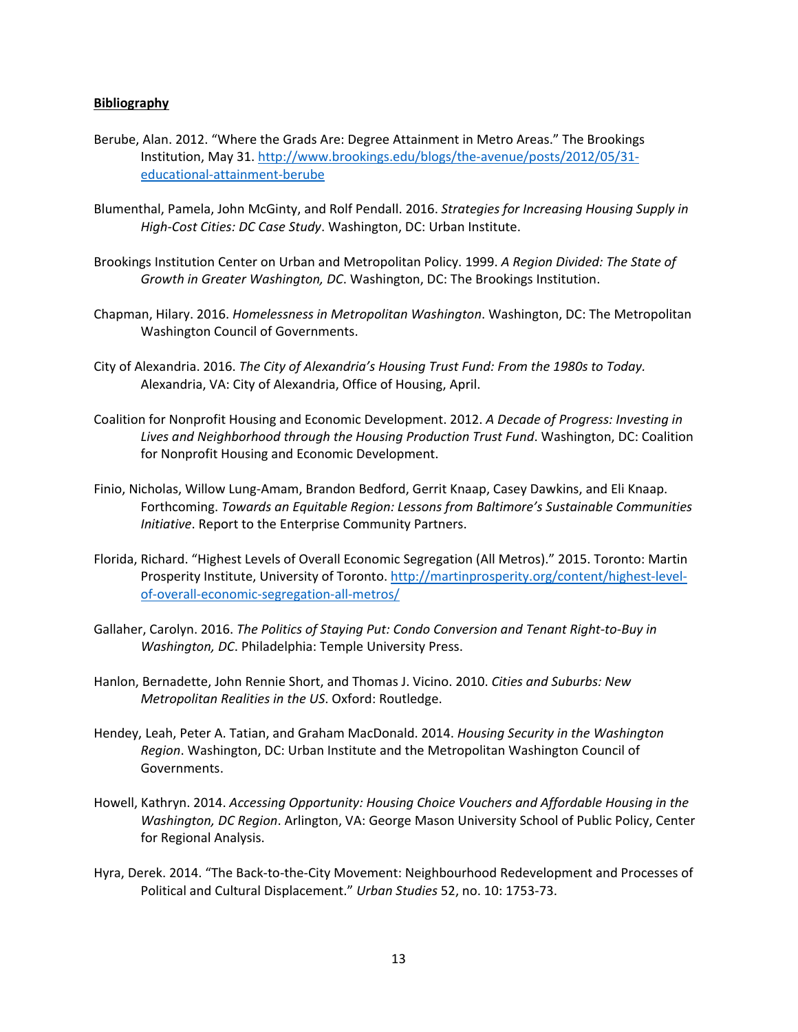**Bibliography**

Berube, Alan. 2012. "Where the Grads Are: Degree Attainment in Metro Areas." The Brookings Institution, May 31. http://www.brookings.edu/blogs/the-avenue/posts/2012/05/31-educational-attainment-berube

Blumenthal, Pamela, John McGinty, and Rolf Pendall. 2016. *Strategies for Increasing Housing Supply in High-Cost Cities: DC Case Study*. Washington, DC: Urban Institute.

Brookings Institution Center on Urban and Metropolitan Policy. 1999. *A Region Divided: The State of Growth in Greater Washington, DC*. Washington, DC: The Brookings Institution.

Chapman, Hilary. 2016. *Homelessness in Metropolitan Washington*. Washington, DC: The Metropolitan Washington Council of Governments.

City of Alexandria. 2016. *The City of Alexandria's Housing Trust Fund: From the 1980s to Today.* Alexandria, VA: City of Alexandria, Office of Housing, April.

Coalition for Nonprofit Housing and Economic Development. 2012. *A Decade of Progress: Investing in Lives and Neighborhood through the Housing Production Trust Fund*. Washington, DC: Coalition for Nonprofit Housing and Economic Development.

Finio, Nicholas, Willow Lung-Amam, Brandon Bedford, Gerrit Knaap, Casey Dawkins, and Eli Knaap. Forthcoming. *Towards an Equitable Region: Lessons from Baltimore's Sustainable Communities Initiative*. Report to the Enterprise Community Partners.

Florida, Richard. "Highest Levels of Overall Economic Segregation (All Metros)." 2015. Toronto: Martin Prosperity Institute, University of Toronto. http://martinprosperity.org/content/highest-level-of-overall-economic-segregation-all-metros/

Gallaher, Carolyn. 2016. *The Politics of Staying Put: Condo Conversion and Tenant Right-to-Buy in Washington, DC*. Philadelphia: Temple University Press.

Hanlon, Bernadette, John Rennie Short, and Thomas J. Vicino. 2010. *Cities and Suburbs: New Metropolitan Realities in the US*. Oxford: Routledge.

Hendey, Leah, Peter A. Tatian, and Graham MacDonald. 2014. *Housing Security in the Washington Region*. Washington, DC: Urban Institute and the Metropolitan Washington Council of Governments.

Howell, Kathryn. 2014. *Accessing Opportunity: Housing Choice Vouchers and Affordable Housing in the Washington, DC Region*. Arlington, VA: George Mason University School of Public Policy, Center for Regional Analysis.

Hyra, Derek. 2014. "The Back-to-the-City Movement: Neighbourhood Redevelopment and Processes of Political and Cultural Displacement." *Urban Studies* 52, no. 10: 1753-73.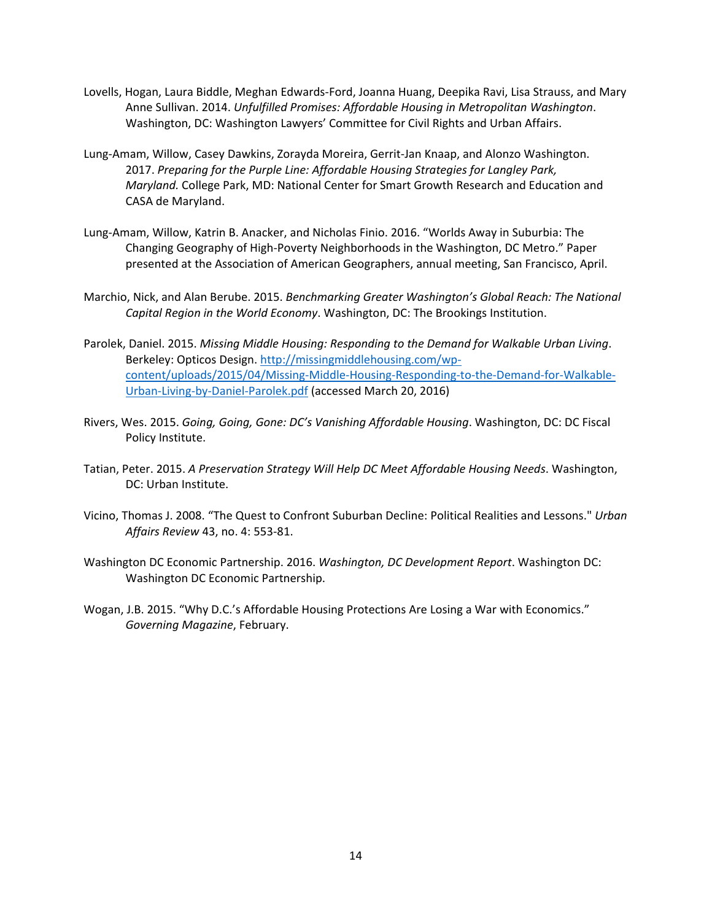Lovells, Hogan, Laura Biddle, Meghan Edwards-Ford, Joanna Huang, Deepika Ravi, Lisa Strauss, and Mary Anne Sullivan. 2014. *Unfulfilled Promises: Affordable Housing in Metropolitan Washington*. Washington, DC: Washington Lawyers' Committee for Civil Rights and Urban Affairs.

Lung-Amam, Willow, Casey Dawkins, Zorayda Moreira, Gerrit-Jan Knaap, and Alonzo Washington. 2017. *Preparing for the Purple Line: Affordable Housing Strategies for Langley Park, Maryland.* College Park, MD: National Center for Smart Growth Research and Education and CASA de Maryland.

Lung-Amam, Willow, Katrin B. Anacker, and Nicholas Finio. 2016. "Worlds Away in Suburbia: The Changing Geography of High-Poverty Neighborhoods in the Washington, DC Metro." Paper presented at the Association of American Geographers, annual meeting, San Francisco, April.

Marchio, Nick, and Alan Berube. 2015. *Benchmarking Greater Washington's Global Reach: The National Capital Region in the World Economy*. Washington, DC: The Brookings Institution.

Parolek, Daniel. 2015. *Missing Middle Housing: Responding to the Demand for Walkable Urban Living*. Berkeley: Opticos Design. http://missingmiddlehousing.com/wp-content/uploads/2015/04/Missing-Middle-Housing-Responding-to-the-Demand-for-Walkable-Urban-Living-by-Daniel-Parolek.pdf (accessed March 20, 2016)

Rivers, Wes. 2015. *Going, Going, Gone: DC's Vanishing Affordable Housing*. Washington, DC: DC Fiscal Policy Institute.

Tatian, Peter. 2015. *A Preservation Strategy Will Help DC Meet Affordable Housing Needs*. Washington, DC: Urban Institute.

Vicino, Thomas J. 2008. "The Quest to Confront Suburban Decline: Political Realities and Lessons." *Urban Affairs Review* 43, no. 4: 553-81.

Washington DC Economic Partnership. 2016. *Washington, DC Development Report*. Washington DC: Washington DC Economic Partnership.

Wogan, J.B. 2015. "Why D.C.'s Affordable Housing Protections Are Losing a War with Economics." *Governing Magazine*, February.